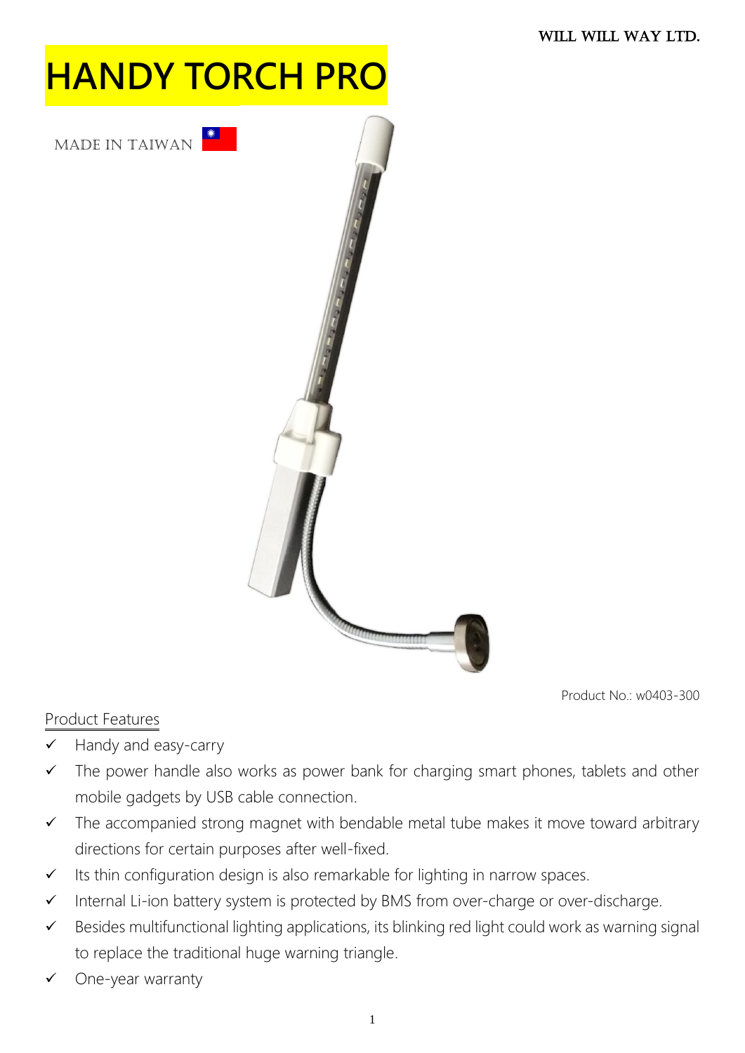WILL WILL WAY LTD.

# HANDY TORCH PRO

MADE IN TAIWAN

Product No.: w0403-300

## Product Features

- ✓ Handy and easy-carry
- ✓ The power handle also works as power bank for charging smart phones, tablets and other mobile gadgets by USB cable connection.
- ✓ The accompanied strong magnet with bendable metal tube makes it move toward arbitrary directions for certain purposes after well-fixed.
- ✓ Its thin configuration design is also remarkable for lighting in narrow spaces.
- ✓ Internal Li-ion battery system is protected by BMS from over-charge or over-discharge.
- ✓ Besides multifunctional lighting applications, its blinking red light could work as warning signal to replace the traditional huge warning triangle.
- ✓ One-year warranty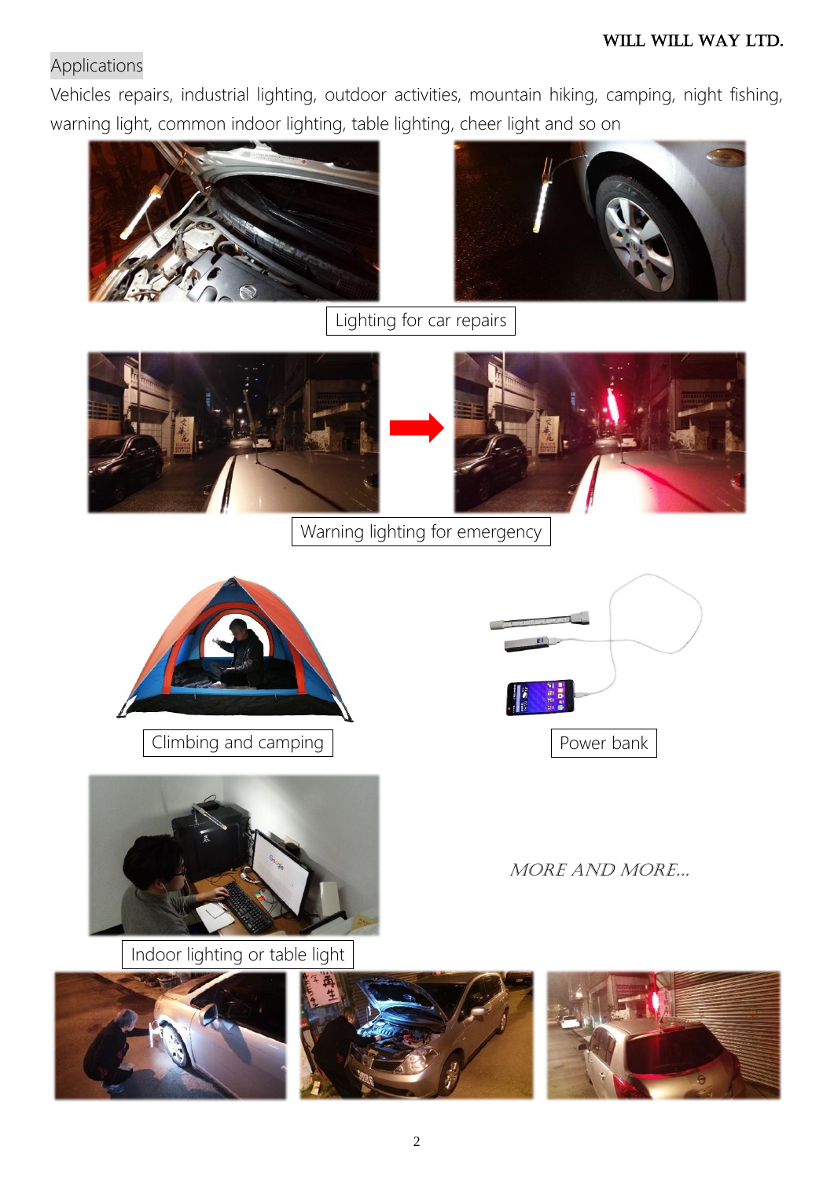## Applications

Vehicles repairs, industrial lighting, outdoor activities, mountain hiking, camping, night fishing, warning light, common indoor lighting, table lighting, cheer light and so on

Lighting for car repairs

Warning lighting for emergency

Climbing and camping

Power bank

Indoor lighting or table light

*MORE AND MORE...*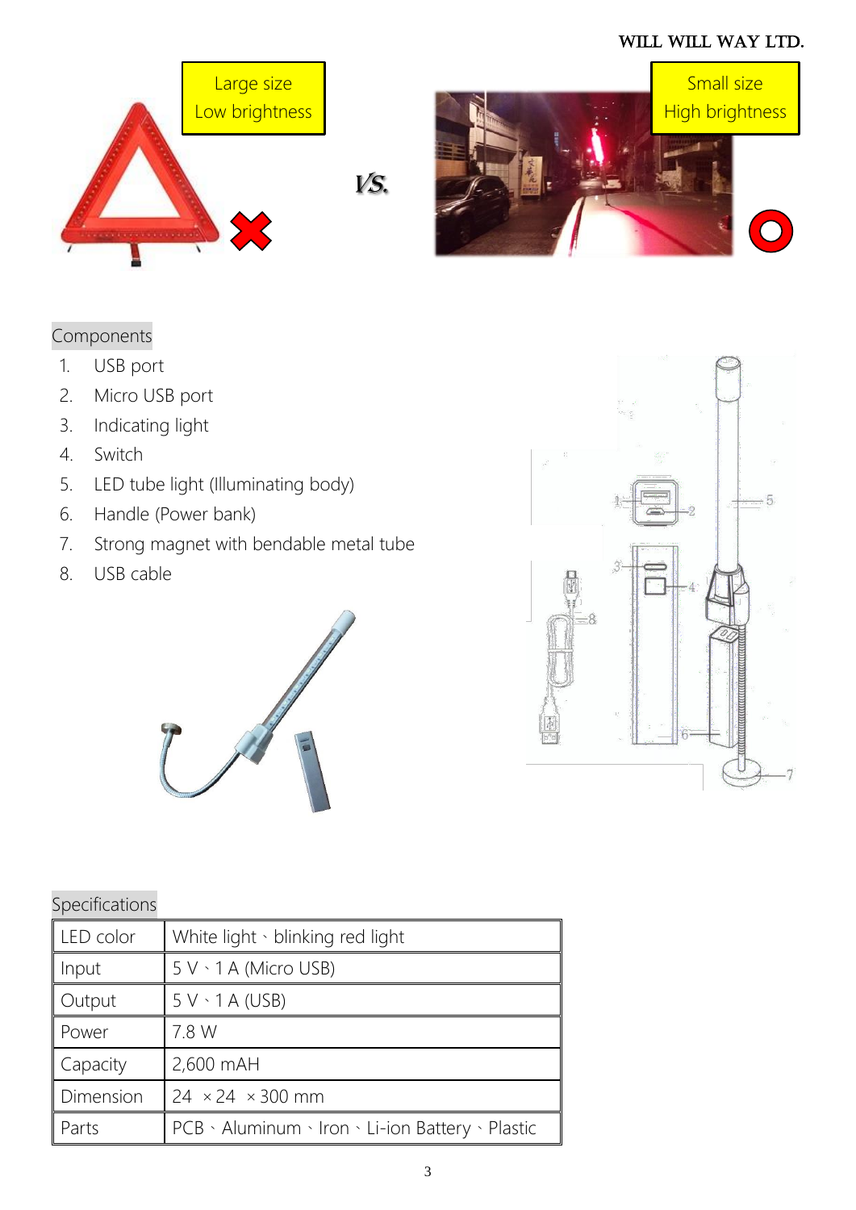Large size
Low brightness

VS.

Small size
High brightness

## Components

1. USB port
2. Micro USB port
3. Indicating light
4. Switch
5. LED tube light (Illuminating body)
6. Handle (Power bank)
7. Strong magnet with bendable metal tube
8. USB cable

## Specifications

| LED color | White light、blinking red light |
|---|---|
| Input | 5 V、1 A (Micro USB) |
| Output | 5 V、1 A (USB) |
| Power | 7.8 W |
| Capacity | 2,600 mAH |
| Dimension | 24 × 24 × 300 mm |
| Parts | PCB、Aluminum、Iron、Li-ion Battery、Plastic |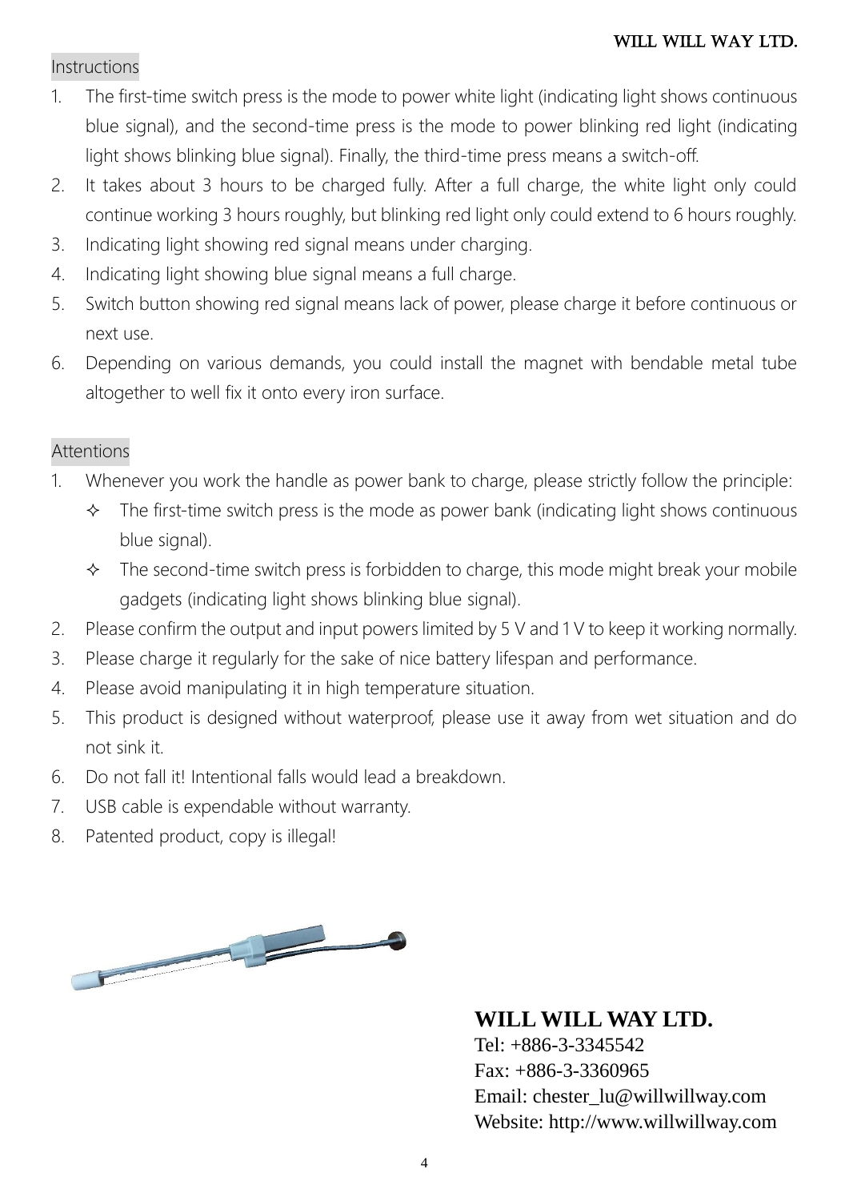Instructions

1. The first-time switch press is the mode to power white light (indicating light shows continuous blue signal), and the second-time press is the mode to power blinking red light (indicating light shows blinking blue signal). Finally, the third-time press means a switch-off.
2. It takes about 3 hours to be charged fully. After a full charge, the white light only could continue working 3 hours roughly, but blinking red light only could extend to 6 hours roughly.
3. Indicating light showing red signal means under charging.
4. Indicating light showing blue signal means a full charge.
5. Switch button showing red signal means lack of power, please charge it before continuous or next use.
6. Depending on various demands, you could install the magnet with bendable metal tube altogether to well fix it onto every iron surface.

Attentions

1. Whenever you work the handle as power bank to charge, please strictly follow the principle:
   - ✧ The first-time switch press is the mode as power bank (indicating light shows continuous blue signal).
   - ✧ The second-time switch press is forbidden to charge, this mode might break your mobile gadgets (indicating light shows blinking blue signal).
2. Please confirm the output and input powers limited by 5 V and 1 V to keep it working normally.
3. Please charge it regularly for the sake of nice battery lifespan and performance.
4. Please avoid manipulating it in high temperature situation.
5. This product is designed without waterproof, please use it away from wet situation and do not sink it.
6. Do not fall it! Intentional falls would lead a breakdown.
7. USB cable is expendable without warranty.
8. Patented product, copy is illegal!

**WILL WILL WAY LTD.**
Tel: +886-3-3345542
Fax: +886-3-3360965
Email: chester_lu@willwillway.com
Website: http://www.willwillway.com